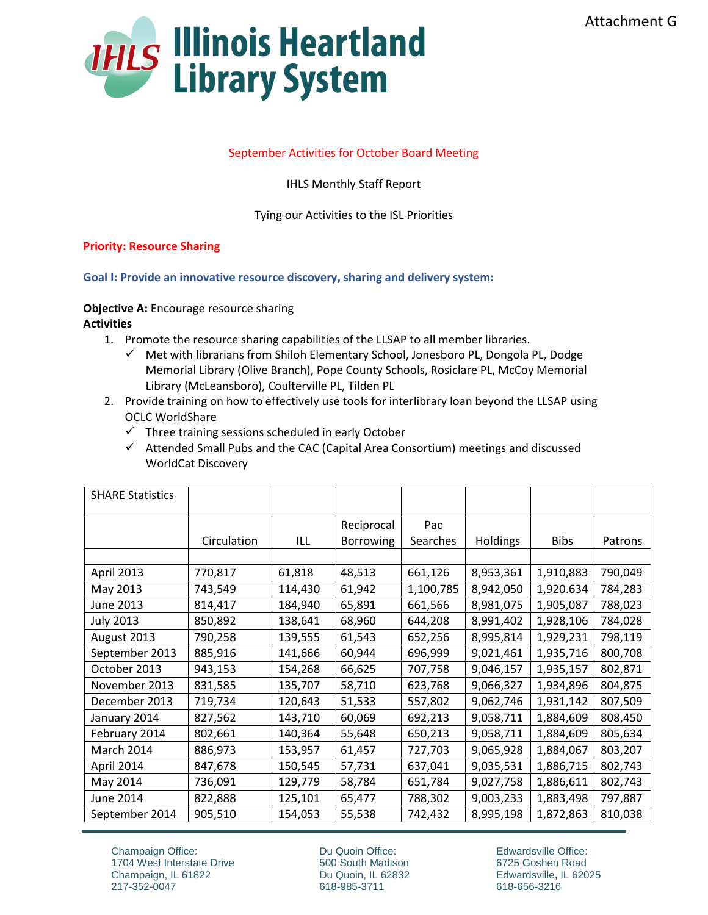Attachment G

# Illinois Heartland Library System

September Activities for October Board Meeting

IHLS Monthly Staff Report

Tying our Activities to the ISL Priorities

**Priority: Resource Sharing**

**Goal I: Provide an innovative resource discovery, sharing and delivery system:**

**Objective A:** Encourage resource sharing

**Activities**

1. Promote the resource sharing capabilities of the LLSAP to all member libraries.
   - ✓ Met with librarians from Shiloh Elementary School, Jonesboro PL, Dongola PL, Dodge Memorial Library (Olive Branch), Pope County Schools, Rosiclare PL, McCoy Memorial Library (McLeansboro), Coulterville PL, Tilden PL
2. Provide training on how to effectively use tools for interlibrary loan beyond the LLSAP using OCLC WorldShare
   - ✓ Three training sessions scheduled in early October
   - ✓ Attended Small Pubs and the CAC (Capital Area Consortium) meetings and discussed WorldCat Discovery

| SHARE Statistics | Circulation | ILL | Reciprocal Borrowing | Pac Searches | Holdings | Bibs | Patrons |
|---|---|---|---|---|---|---|---|
| April 2013 | 770,817 | 61,818 | 48,513 | 661,126 | 8,953,361 | 1,910,883 | 790,049 |
| May 2013 | 743,549 | 114,430 | 61,942 | 1,100,785 | 8,942,050 | 1,920.634 | 784,283 |
| June 2013 | 814,417 | 184,940 | 65,891 | 661,566 | 8,981,075 | 1,905,087 | 788,023 |
| July 2013 | 850,892 | 138,641 | 68,960 | 644,208 | 8,991,402 | 1,928,106 | 784,028 |
| August 2013 | 790,258 | 139,555 | 61,543 | 652,256 | 8,995,814 | 1,929,231 | 798,119 |
| September 2013 | 885,916 | 141,666 | 60,944 | 696,999 | 9,021,461 | 1,935,716 | 800,708 |
| October 2013 | 943,153 | 154,268 | 66,625 | 707,758 | 9,046,157 | 1,935,157 | 802,871 |
| November 2013 | 831,585 | 135,707 | 58,710 | 623,768 | 9,066,327 | 1,934,896 | 804,875 |
| December 2013 | 719,734 | 120,643 | 51,533 | 557,802 | 9,062,746 | 1,931,142 | 807,509 |
| January 2014 | 827,562 | 143,710 | 60,069 | 692,213 | 9,058,711 | 1,884,609 | 808,450 |
| February 2014 | 802,661 | 140,364 | 55,648 | 650,213 | 9,058,711 | 1,884,609 | 805,634 |
| March 2014 | 886,973 | 153,957 | 61,457 | 727,703 | 9,065,928 | 1,884,067 | 803,207 |
| April 2014 | 847,678 | 150,545 | 57,731 | 637,041 | 9,035,531 | 1,886,715 | 802,743 |
| May 2014 | 736,091 | 129,779 | 58,784 | 651,784 | 9,027,758 | 1,886,611 | 802,743 |
| June 2014 | 822,888 | 125,101 | 65,477 | 788,302 | 9,003,233 | 1,883,498 | 797,887 |
| September 2014 | 905,510 | 154,053 | 55,538 | 742,432 | 8,995,198 | 1,872,863 | 810,038 |

Champaign Office:
1704 West Interstate Drive
Champaign, IL 61822
217-352-0047

Du Quoin Office:
500 South Madison
Du Quoin, IL 62832
618-985-3711

Edwardsville Office:
6725 Goshen Road
Edwardsville, IL 62025
618-656-3216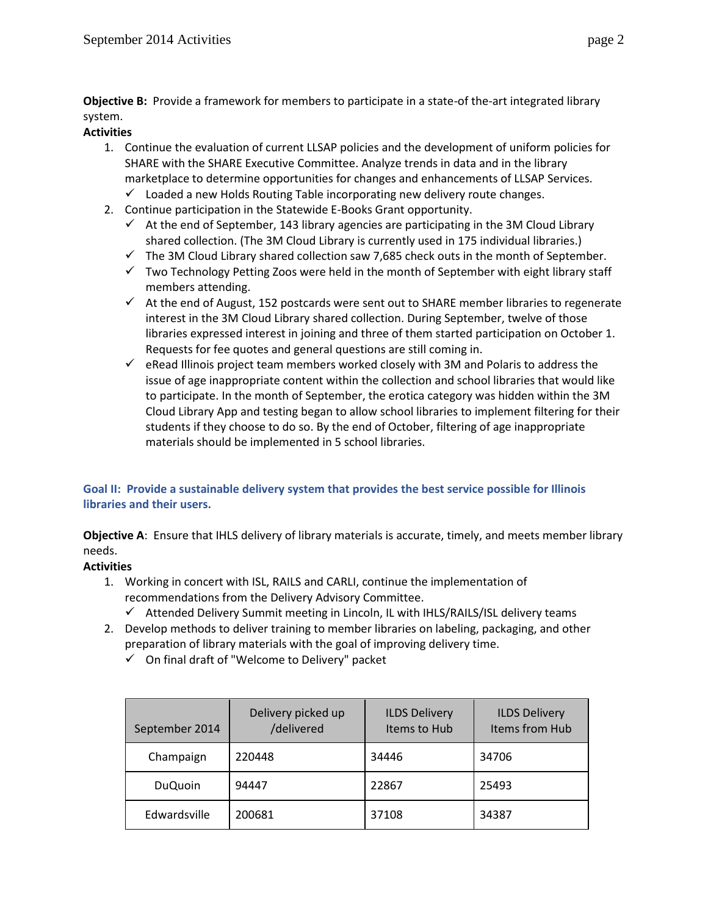**Objective B:** Provide a framework for members to participate in a state-of the-art integrated library system.

**Activities**

1. Continue the evaluation of current LLSAP policies and the development of uniform policies for SHARE with the SHARE Executive Committee. Analyze trends in data and in the library marketplace to determine opportunities for changes and enhancements of LLSAP Services.
   - ✓ Loaded a new Holds Routing Table incorporating new delivery route changes.
2. Continue participation in the Statewide E-Books Grant opportunity.
   - ✓ At the end of September, 143 library agencies are participating in the 3M Cloud Library shared collection. (The 3M Cloud Library is currently used in 175 individual libraries.)
   - ✓ The 3M Cloud Library shared collection saw 7,685 check outs in the month of September.
   - ✓ Two Technology Petting Zoos were held in the month of September with eight library staff members attending.
   - ✓ At the end of August, 152 postcards were sent out to SHARE member libraries to regenerate interest in the 3M Cloud Library shared collection. During September, twelve of those libraries expressed interest in joining and three of them started participation on October 1. Requests for fee quotes and general questions are still coming in.
   - ✓ eRead Illinois project team members worked closely with 3M and Polaris to address the issue of age inappropriate content within the collection and school libraries that would like to participate. In the month of September, the erotica category was hidden within the 3M Cloud Library App and testing began to allow school libraries to implement filtering for their students if they choose to do so. By the end of October, filtering of age inappropriate materials should be implemented in 5 school libraries.

## Goal II: Provide a sustainable delivery system that provides the best service possible for Illinois libraries and their users.

**Objective A**: Ensure that IHLS delivery of library materials is accurate, timely, and meets member library needs.

**Activities**

1. Working in concert with ISL, RAILS and CARLI, continue the implementation of recommendations from the Delivery Advisory Committee.
   - ✓ Attended Delivery Summit meeting in Lincoln, IL with IHLS/RAILS/ISL delivery teams
2. Develop methods to deliver training to member libraries on labeling, packaging, and other preparation of library materials with the goal of improving delivery time.
   - ✓ On final draft of "Welcome to Delivery" packet

| September 2014 | Delivery picked up /delivered | ILDS Delivery Items to Hub | ILDS Delivery Items from Hub |
|---|---|---|---|
| Champaign | 220448 | 34446 | 34706 |
| DuQuoin | 94447 | 22867 | 25493 |
| Edwardsville | 200681 | 37108 | 34387 |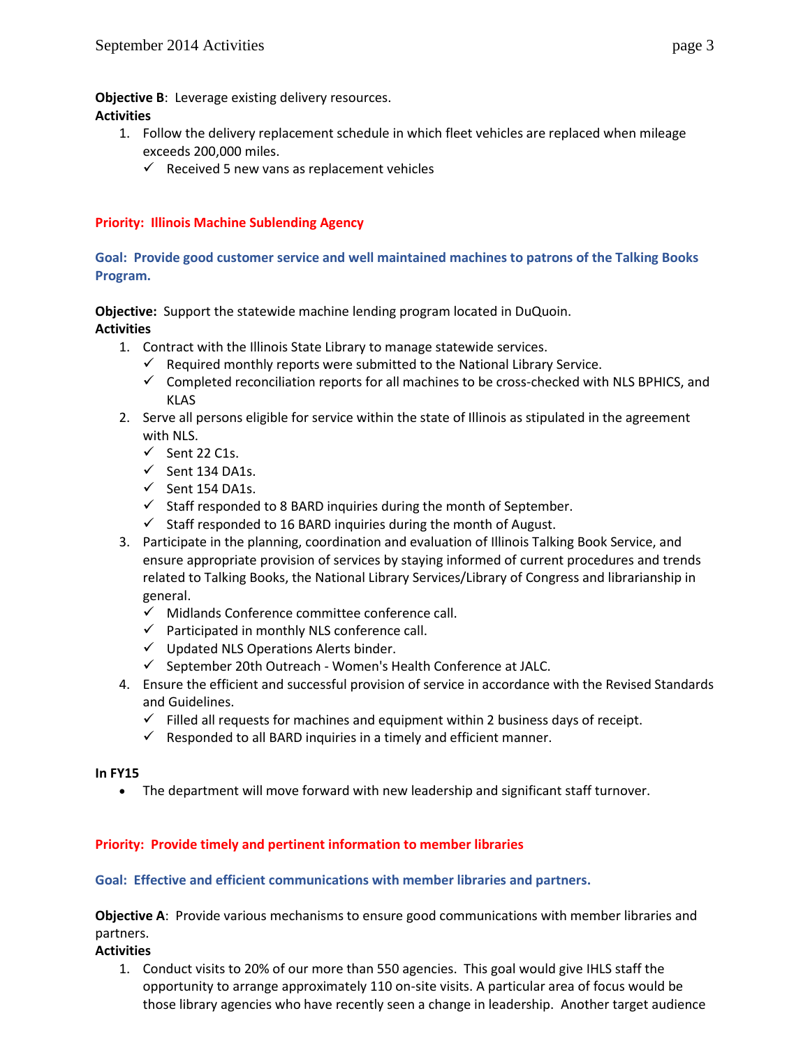**Objective B**: Leverage existing delivery resources.

**Activities**

1. Follow the delivery replacement schedule in which fleet vehicles are replaced when mileage exceeds 200,000 miles.
   - ✓ Received 5 new vans as replacement vehicles

**Priority: Illinois Machine Sublending Agency**

**Goal: Provide good customer service and well maintained machines to patrons of the Talking Books Program.**

**Objective:** Support the statewide machine lending program located in DuQuoin.

**Activities**

1. Contract with the Illinois State Library to manage statewide services.
   - ✓ Required monthly reports were submitted to the National Library Service.
   - ✓ Completed reconciliation reports for all machines to be cross-checked with NLS BPHICS, and KLAS
2. Serve all persons eligible for service within the state of Illinois as stipulated in the agreement with NLS.
   - ✓ Sent 22 C1s.
   - ✓ Sent 134 DA1s.
   - ✓ Sent 154 DA1s.
   - ✓ Staff responded to 8 BARD inquiries during the month of September.
   - ✓ Staff responded to 16 BARD inquiries during the month of August.
3. Participate in the planning, coordination and evaluation of Illinois Talking Book Service, and ensure appropriate provision of services by staying informed of current procedures and trends related to Talking Books, the National Library Services/Library of Congress and librarianship in general.
   - ✓ Midlands Conference committee conference call.
   - ✓ Participated in monthly NLS conference call.
   - ✓ Updated NLS Operations Alerts binder.
   - ✓ September 20th Outreach - Women's Health Conference at JALC.
4. Ensure the efficient and successful provision of service in accordance with the Revised Standards and Guidelines.
   - ✓ Filled all requests for machines and equipment within 2 business days of receipt.
   - ✓ Responded to all BARD inquiries in a timely and efficient manner.

**In FY15**

- The department will move forward with new leadership and significant staff turnover.

**Priority: Provide timely and pertinent information to member libraries**

**Goal: Effective and efficient communications with member libraries and partners.**

**Objective A**: Provide various mechanisms to ensure good communications with member libraries and partners.

**Activities**

1. Conduct visits to 20% of our more than 550 agencies. This goal would give IHLS staff the opportunity to arrange approximately 110 on-site visits. A particular area of focus would be those library agencies who have recently seen a change in leadership. Another target audience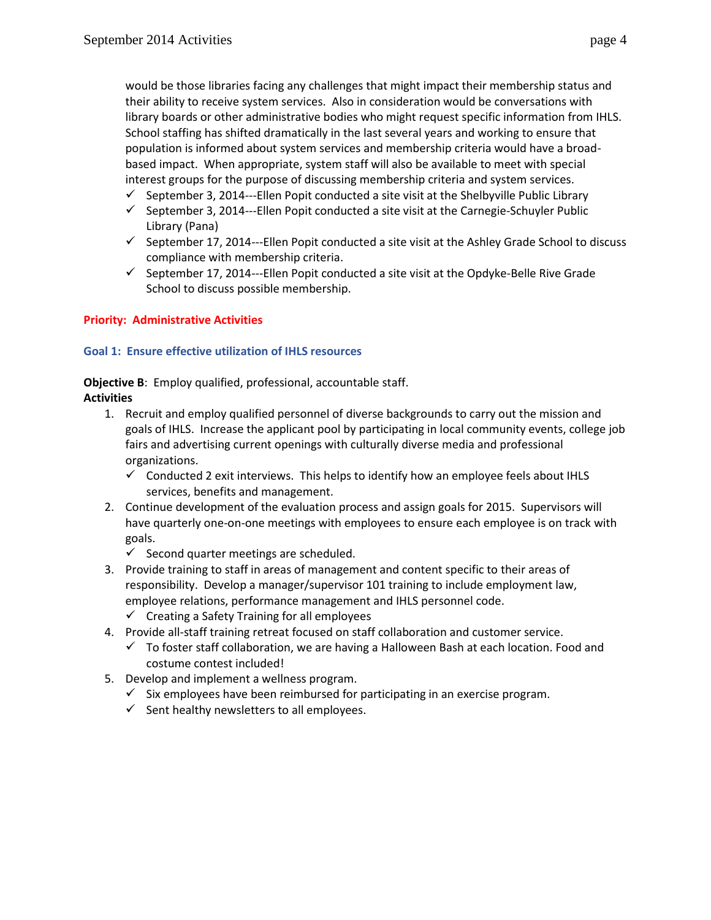would be those libraries facing any challenges that might impact their membership status and their ability to receive system services. Also in consideration would be conversations with library boards or other administrative bodies who might request specific information from IHLS. School staffing has shifted dramatically in the last several years and working to ensure that population is informed about system services and membership criteria would have a broad-based impact. When appropriate, system staff will also be available to meet with special interest groups for the purpose of discussing membership criteria and system services.

- ✓ September 3, 2014---Ellen Popit conducted a site visit at the Shelbyville Public Library
- ✓ September 3, 2014---Ellen Popit conducted a site visit at the Carnegie-Schuyler Public Library (Pana)
- ✓ September 17, 2014---Ellen Popit conducted a site visit at the Ashley Grade School to discuss compliance with membership criteria.
- ✓ September 17, 2014---Ellen Popit conducted a site visit at the Opdyke-Belle Rive Grade School to discuss possible membership.

## Priority: Administrative Activities

### Goal 1: Ensure effective utilization of IHLS resources

**Objective B**: Employ qualified, professional, accountable staff.

**Activities**

1. Recruit and employ qualified personnel of diverse backgrounds to carry out the mission and goals of IHLS. Increase the applicant pool by participating in local community events, college job fairs and advertising current openings with culturally diverse media and professional organizations.
   - ✓ Conducted 2 exit interviews. This helps to identify how an employee feels about IHLS services, benefits and management.
2. Continue development of the evaluation process and assign goals for 2015. Supervisors will have quarterly one-on-one meetings with employees to ensure each employee is on track with goals.
   - ✓ Second quarter meetings are scheduled.
3. Provide training to staff in areas of management and content specific to their areas of responsibility. Develop a manager/supervisor 101 training to include employment law, employee relations, performance management and IHLS personnel code.
   - ✓ Creating a Safety Training for all employees
4. Provide all-staff training retreat focused on staff collaboration and customer service.
   - ✓ To foster staff collaboration, we are having a Halloween Bash at each location. Food and costume contest included!
5. Develop and implement a wellness program.
   - ✓ Six employees have been reimbursed for participating in an exercise program.
   - ✓ Sent healthy newsletters to all employees.